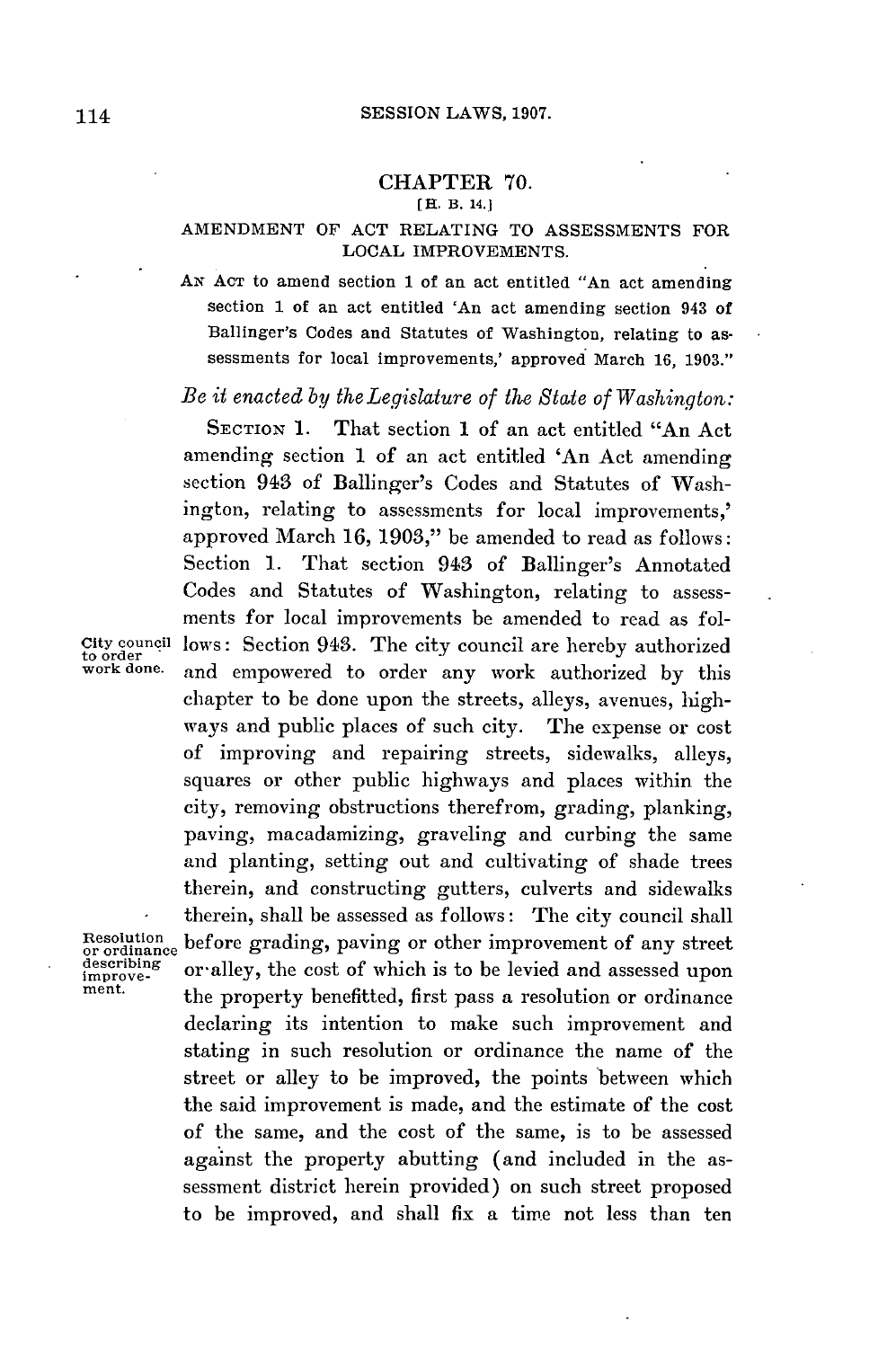## CHAPTER 70.

[H. B. 14.]

### AMENDMENT OF ACT RELATING TO ASSESSMENTS FOR LOCAL IMPROVEMENTS.

AN ACT to amend section 1 of an act entitled "An act amending section 1 of an act entitled 'An act amending section 943 of Ballinger's Codes and Statutes of Washington, relating to assessments for local improvements,' approved March 16, 1903."

*Be it enacted by the Legislature of the State of Washington:*

SECTION 1. That section 1 of an act entitled "An Act amending section 1 of an act entitled 'An Act amending section 943 of Ballinger's Codes and Statutes of Washington, relating to assessments for local improvements,' approved March 16, 1903," be amended to read as follows: Section 1. That section 943 of Ballinger's Annotated Codes and Statutes of Washington, relating to assessments for local improvements be amended to read as follows: Section 943. The city council are hereby authorized and empowered to order any work authorized by this chapter to be done upon the streets, alleys, avenues, highways and public places of such city. The expense or cost of improving and repairing streets, sidewalks, alleys, squares or other public highways and places within the city, removing obstructions therefrom, grading, planking, paving, macadamizing, graveling and curbing the same and planting, setting out and cultivating of shade trees therein, and constructing gutters, culverts and sidewalks therein, shall be assessed as follows: The city council shall before grading, paving or other improvement of any street or alley, the cost of which is to be levied and assessed upon the property benefitted, first pass a resolution or ordinance declaring its intention to make such improvement and stating in such resolution or ordinance the name of the street or alley to be improved, the points between which the said improvement is made, and the estimate of the cost of the same, and the cost of the same, is to be assessed against the property abutting (and included in the assessment district herein provided) on such street proposed to be improved, and shall fix a time not less than ten

City council to order work done.

Resolution or ordinance describing improvement.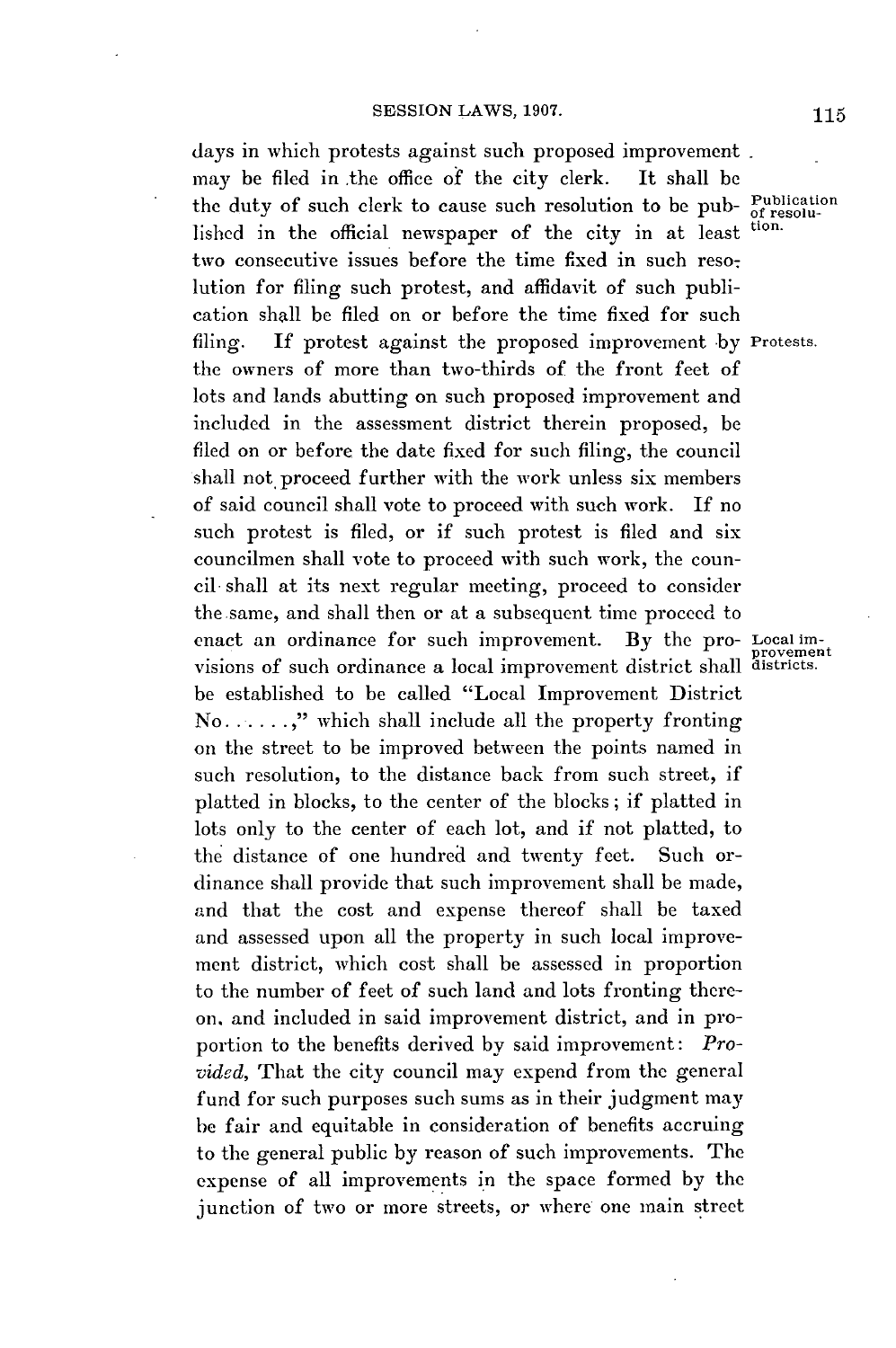days in which protests against such proposed improvement may be filed in the office of the city clerk. It shall be the duty of such clerk to cause such resolution to be published in the official newspaper of the city in at least two consecutive issues before the time fixed in such resolution for filing such protest, and affidavit of such publication shall be filed on or before the time fixed for such filing. If protest against the proposed improvement by the owners of more than two-thirds of the front feet of lots and lands abutting on such proposed improvement and included in the assessment district therein proposed, be filed on or before the date fixed for such filing, the council shall not proceed further with the work unless six members of said council shall vote to proceed with such work. If no such protest is filed, or if such protest is filed and six councilmen shall vote to proceed with such work, the council shall at its next regular meeting, proceed to consider the same, and shall then or at a subsequent time proceed to enact an ordinance for such improvement. By the provisions of such ordinance a local improvement district shall be established to be called "Local Improvement District No......," which shall include all the property fronting on the street to be improved between the points named in such resolution, to the distance back from such street, if platted in blocks, to the center of the blocks; if platted in lots only to the center of each lot, and if not platted, to the distance of one hundred and twenty feet. Such ordinance shall provide that such improvement shall be made, and that the cost and expense thereof shall be taxed and assessed upon all the property in such local improvement district, which cost shall be assessed in proportion to the number of feet of such land and lots fronting thereon, and included in said improvement district, and in proportion to the benefits derived by said improvement: *Provided*, That the city council may expend from the general fund for such purposes such sums as in their judgment may be fair and equitable in consideration of benefits accruing to the general public by reason of such improvements. The expense of all improvements in the space formed by the junction of two or more streets, or where one main street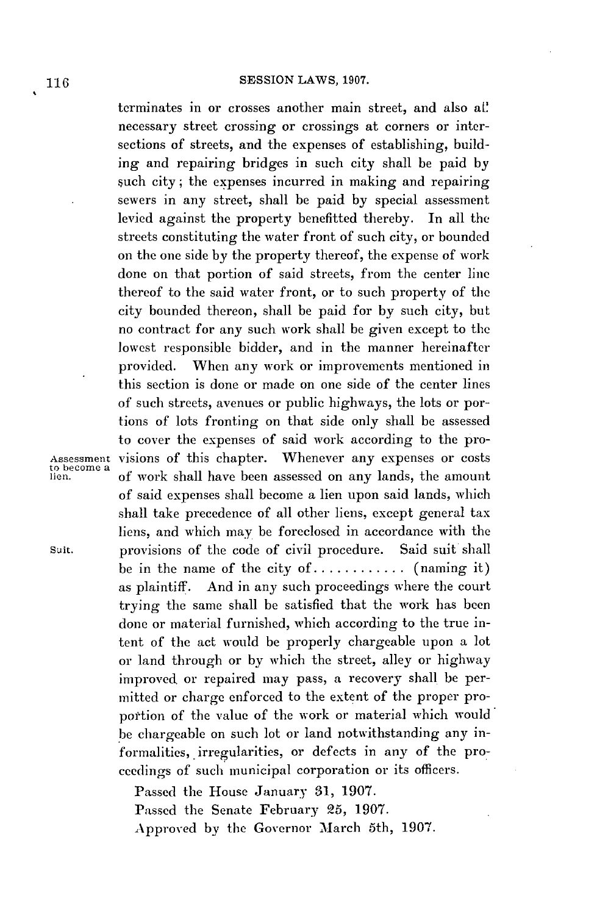terminates in or crosses another main street, and also all necessary street crossing or crossings at corners or intersections of streets, and the expenses of establishing, building and repairing bridges in such city shall be paid by such city; the expenses incurred in making and repairing sewers in any street, shall be paid by special assessment levied against the property benefitted thereby. In all the streets constituting the water front of such city, or bounded on the one side by the property thereof, the expense of work done on that portion of said streets, from the center line thereof to the said water front, or to such property of the city bounded thereon, shall be paid for by such city, but no contract for any such work shall be given except to the lowest responsible bidder, and in the manner hereinafter provided. When any work or improvements mentioned in this section is done or made on one side of the center lines of such streets, avenues or public highways, the lots or portions of lots fronting on that side only shall be assessed to cover the expenses of said work according to the provisions of this chapter.

*Assessment to become a lien.*

Whenever any expenses or costs of work shall have been assessed on any lands, the amount of said expenses shall become a lien upon said lands, which shall take precedence of all other liens, except general tax liens, and which may be foreclosed in accordance with the provisions of the code of civil procedure.

*Suit.*

Said suit shall be in the name of the city of............ (naming it) as plaintiff. And in any such proceedings where the court trying the same shall be satisfied that the work has been done or material furnished, which according to the true intent of the act would be properly chargeable upon a lot or land through or by which the street, alley or highway improved or repaired may pass, a recovery shall be permitted or charge enforced to the extent of the proper proportion of the value of the work or material which would be chargeable on such lot or land notwithstanding any informalities, irregularities, or defects in any of the proceedings of such municipal corporation or its officers.

Passed the House January 31, 1907.

Passed the Senate February 25, 1907.

Approved by the Governor March 5th, 1907.